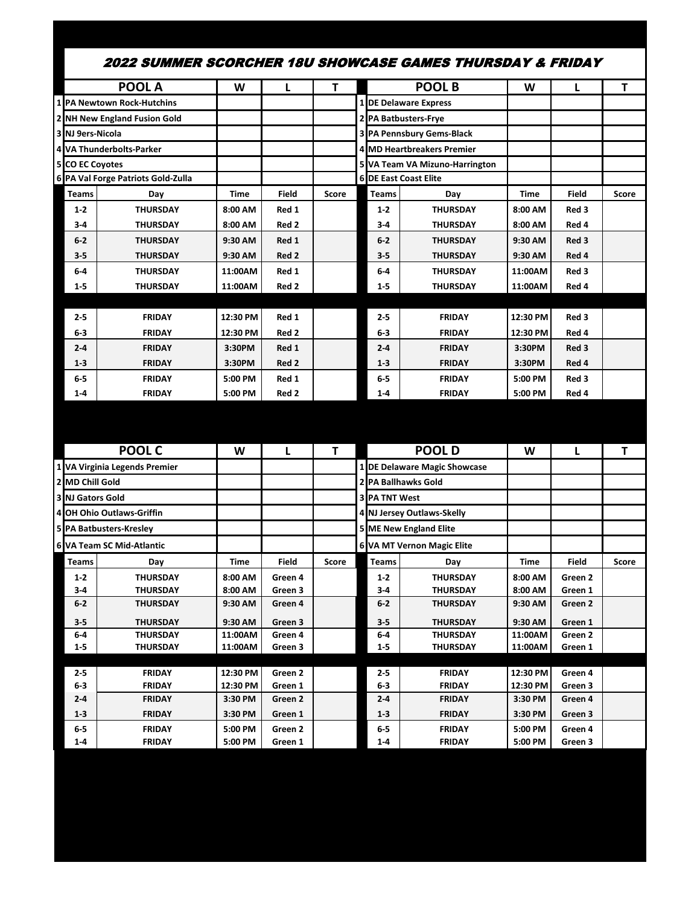# 2022 SUMMER SCORCHER 18U SHOWCASE GAMES THURSDAY & FRIDAY

| | POOL A | W | L | T |
|---|---|---|---|---|
| 1 | PA Newtown Rock-Hutchins | | | |
| 2 | NH New England Fusion Gold | | | |
| 3 | NJ 9ers-Nicola | | | |
| 4 | VA Thunderbolts-Parker | | | |
| 5 | CO EC Coyotes | | | |
| 6 | PA Val Forge Patriots Gold-Zulla | | | |

| Teams | Day | Time | Field | Score |
|---|---|---|---|---|
| 1-2 | THURSDAY | 8:00 AM | Red 1 | |
| 3-4 | THURSDAY | 8:00 AM | Red 2 | |
| 6-2 | THURSDAY | 9:30 AM | Red 1 | |
| 3-5 | THURSDAY | 9:30 AM | Red 2 | |
| 6-4 | THURSDAY | 11:00AM | Red 1 | |
| 1-5 | THURSDAY | 11:00AM | Red 2 | |
| 2-5 | FRIDAY | 12:30 PM | Red 1 | |
| 6-3 | FRIDAY | 12:30 PM | Red 2 | |
| 2-4 | FRIDAY | 3:30PM | Red 1 | |
| 1-3 | FRIDAY | 3:30PM | Red 2 | |
| 6-5 | FRIDAY | 5:00 PM | Red 1 | |
| 1-4 | FRIDAY | 5:00 PM | Red 2 | |

| | POOL B | W | L | T |
|---|---|---|---|---|
| 1 | DE Delaware Express | | | |
| 2 | PA Batbusters-Frye | | | |
| 3 | PA Pennsbury Gems-Black | | | |
| 4 | MD Heartbreakers Premier | | | |
| 5 | VA Team VA Mizuno-Harrington | | | |
| 6 | DE East Coast Elite | | | |

| Teams | Day | Time | Field | Score |
|---|---|---|---|---|
| 1-2 | THURSDAY | 8:00 AM | Red 3 | |
| 3-4 | THURSDAY | 8:00 AM | Red 4 | |
| 6-2 | THURSDAY | 9:30 AM | Red 3 | |
| 3-5 | THURSDAY | 9:30 AM | Red 4 | |
| 6-4 | THURSDAY | 11:00AM | Red 3 | |
| 1-5 | THURSDAY | 11:00AM | Red 4 | |
| 2-5 | FRIDAY | 12:30 PM | Red 3 | |
| 6-3 | FRIDAY | 12:30 PM | Red 4 | |
| 2-4 | FRIDAY | 3:30PM | Red 3 | |
| 1-3 | FRIDAY | 3:30PM | Red 4 | |
| 6-5 | FRIDAY | 5:00 PM | Red 3 | |
| 1-4 | FRIDAY | 5:00 PM | Red 4 | |

| | POOL C | W | L | T |
|---|---|---|---|---|
| 1 | VA Virginia Legends Premier | | | |
| 2 | MD Chill Gold | | | |
| 3 | NJ Gators Gold | | | |
| 4 | OH Ohio Outlaws-Griffin | | | |
| 5 | PA Batbusters-Kresley | | | |
| 6 | VA Team SC Mid-Atlantic | | | |

| Teams | Day | Time | Field | Score |
|---|---|---|---|---|
| 1-2 | THURSDAY | 8:00 AM | Green 4 | |
| 3-4 | THURSDAY | 8:00 AM | Green 3 | |
| 6-2 | THURSDAY | 9:30 AM | Green 4 | |
| 3-5 | THURSDAY | 9:30 AM | Green 3 | |
| 6-4 | THURSDAY | 11:00AM | Green 4 | |
| 1-5 | THURSDAY | 11:00AM | Green 3 | |
| 2-5 | FRIDAY | 12:30 PM | Green 2 | |
| 6-3 | FRIDAY | 12:30 PM | Green 1 | |
| 2-4 | FRIDAY | 3:30 PM | Green 2 | |
| 1-3 | FRIDAY | 3:30 PM | Green 1 | |
| 6-5 | FRIDAY | 5:00 PM | Green 2 | |
| 1-4 | FRIDAY | 5:00 PM | Green 1 | |

| | POOL D | W | L | T |
|---|---|---|---|---|
| 1 | DE Delaware Magic Showcase | | | |
| 2 | PA Ballhawks Gold | | | |
| 3 | PA TNT West | | | |
| 4 | NJ Jersey Outlaws-Skelly | | | |
| 5 | ME New England Elite | | | |
| 6 | VA MT Vernon Magic Elite | | | |

| Teams | Day | Time | Field | Score |
|---|---|---|---|---|
| 1-2 | THURSDAY | 8:00 AM | Green 2 | |
| 3-4 | THURSDAY | 8:00 AM | Green 1 | |
| 6-2 | THURSDAY | 9:30 AM | Green 2 | |
| 3-5 | THURSDAY | 9:30 AM | Green 1 | |
| 6-4 | THURSDAY | 11:00AM | Green 2 | |
| 1-5 | THURSDAY | 11:00AM | Green 1 | |
| 2-5 | FRIDAY | 12:30 PM | Green 4 | |
| 6-3 | FRIDAY | 12:30 PM | Green 3 | |
| 2-4 | FRIDAY | 3:30 PM | Green 4 | |
| 1-3 | FRIDAY | 3:30 PM | Green 3 | |
| 6-5 | FRIDAY | 5:00 PM | Green 4 | |
| 1-4 | FRIDAY | 5:00 PM | Green 3 | |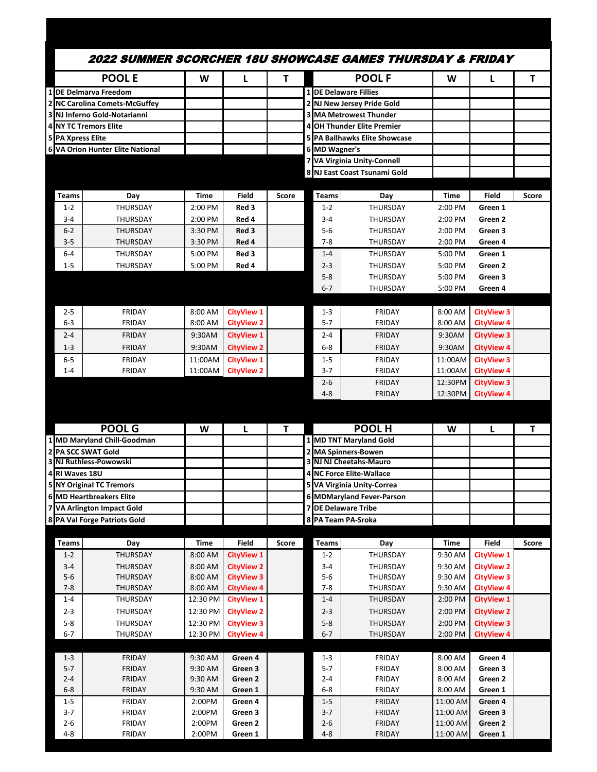# 2022 SUMMER SCORCHER 18U SHOWCASE GAMES THURSDAY & FRIDAY

## POOL E

| # | POOL E | W | L | T |
|---|---|---|---|---|
| 1 | DE Delmarva Freedom | | | |
| 2 | NC Carolina Comets-McGuffey | | | |
| 3 | NJ Inferno Gold-Notarianni | | | |
| 4 | NY TC Tremors Elite | | | |
| 5 | PA Xpress Elite | | | |
| 6 | VA Orion Hunter Elite National | | | |

| Teams | Day | Time | Field | Score |
|---|---|---|---|---|
| 1-2 | THURSDAY | 2:00 PM | Red 3 | |
| 3-4 | THURSDAY | 2:00 PM | Red 4 | |
| 6-2 | THURSDAY | 3:30 PM | Red 3 | |
| 3-5 | THURSDAY | 3:30 PM | Red 4 | |
| 6-4 | THURSDAY | 5:00 PM | Red 3 | |
| 1-5 | THURSDAY | 5:00 PM | Red 4 | |
| 2-5 | FRIDAY | 8:00 AM | CityView 1 | |
| 6-3 | FRIDAY | 8:00 AM | CityView 2 | |
| 2-4 | FRIDAY | 9:30AM | CityView 1 | |
| 1-3 | FRIDAY | 9:30AM | CityView 2 | |
| 6-5 | FRIDAY | 11:00AM | CityView 1 | |
| 1-4 | FRIDAY | 11:00AM | CityView 2 | |

## POOL F

| # | POOL F | W | L | T |
|---|---|---|---|---|
| 1 | DE Delaware Fillies | | | |
| 2 | NJ New Jersey Pride Gold | | | |
| 3 | MA Metrowest Thunder | | | |
| 4 | OH Thunder Elite Premier | | | |
| 5 | PA Ballhawks Elite Showcase | | | |
| 6 | MD Wagner's | | | |
| 7 | VA Virginia Unity-Connell | | | |
| 8 | NJ East Coast Tsunami Gold | | | |

| Teams | Day | Time | Field | Score |
|---|---|---|---|---|
| 1-2 | THURSDAY | 2:00 PM | Green 1 | |
| 3-4 | THURSDAY | 2:00 PM | Green 2 | |
| 5-6 | THURSDAY | 2:00 PM | Green 3 | |
| 7-8 | THURSDAY | 2:00 PM | Green 4 | |
| 1-4 | THURSDAY | 5:00 PM | Green 1 | |
| 2-3 | THURSDAY | 5:00 PM | Green 2 | |
| 5-8 | THURSDAY | 5:00 PM | Green 3 | |
| 6-7 | THURSDAY | 5:00 PM | Green 4 | |
| 1-3 | FRIDAY | 8:00 AM | CityView 3 | |
| 5-7 | FRIDAY | 8:00 AM | CityView 4 | |
| 2-4 | FRIDAY | 9:30AM | CityView 3 | |
| 6-8 | FRIDAY | 9:30AM | CityView 4 | |
| 1-5 | FRIDAY | 11:00AM | CityView 3 | |
| 3-7 | FRIDAY | 11:00AM | CityView 4 | |
| 2-6 | FRIDAY | 12:30PM | CityView 3 | |
| 4-8 | FRIDAY | 12:30PM | CityView 4 | |

## POOL G

| # | POOL G | W | L | T |
|---|---|---|---|---|
| 1 | MD Maryland Chill-Goodman | | | |
| 2 | PA SCC SWAT Gold | | | |
| 3 | NJ Ruthless-Powowski | | | |
| 4 | RI Waves 18U | | | |
| 5 | NY Original TC Tremors | | | |
| 6 | MD Heartbreakers Elite | | | |
| 7 | VA Arlington Impact Gold | | | |
| 8 | PA Val Forge Patriots Gold | | | |

| Teams | Day | Time | Field | Score |
|---|---|---|---|---|
| 1-2 | THURSDAY | 8:00 AM | CityView 1 | |
| 3-4 | THURSDAY | 8:00 AM | CityView 2 | |
| 5-6 | THURSDAY | 8:00 AM | CityView 3 | |
| 7-8 | THURSDAY | 8:00 AM | CityView 4 | |
| 1-4 | THURSDAY | 12:30 PM | CityView 1 | |
| 2-3 | THURSDAY | 12:30 PM | CityView 2 | |
| 5-8 | THURSDAY | 12:30 PM | CityView 3 | |
| 6-7 | THURSDAY | 12:30 PM | CityView 4 | |
| 1-3 | FRIDAY | 9:30 AM | Green 4 | |
| 5-7 | FRIDAY | 9:30 AM | Green 3 | |
| 2-4 | FRIDAY | 9:30 AM | Green 2 | |
| 6-8 | FRIDAY | 9:30 AM | Green 1 | |
| 1-5 | FRIDAY | 2:00PM | Green 4 | |
| 3-7 | FRIDAY | 2:00PM | Green 3 | |
| 2-6 | FRIDAY | 2:00PM | Green 2 | |
| 4-8 | FRIDAY | 2:00PM | Green 1 | |

## POOL H

| # | POOL H | W | L | T |
|---|---|---|---|---|
| 1 | MD TNT Maryland Gold | | | |
| 2 | MA Spinners-Bowen | | | |
| 3 | NJ NJ Cheetahs-Mauro | | | |
| 4 | NC Force Elite-Wallace | | | |
| 5 | VA Virginia Unity-Correa | | | |
| 6 | MDMaryland Fever-Parson | | | |
| 7 | DE Delaware Tribe | | | |
| 8 | PA Team PA-Sroka | | | |

| Teams | Day | Time | Field | Score |
|---|---|---|---|---|
| 1-2 | THURSDAY | 9:30 AM | CityView 1 | |
| 3-4 | THURSDAY | 9:30 AM | CityView 2 | |
| 5-6 | THURSDAY | 9:30 AM | CityView 3 | |
| 7-8 | THURSDAY | 9:30 AM | CityView 4 | |
| 1-4 | THURSDAY | 2:00 PM | CityView 1 | |
| 2-3 | THURSDAY | 2:00 PM | CityView 2 | |
| 5-8 | THURSDAY | 2:00 PM | CityView 3 | |
| 6-7 | THURSDAY | 2:00 PM | CityView 4 | |
| 1-3 | FRIDAY | 8:00 AM | Green 4 | |
| 5-7 | FRIDAY | 8:00 AM | Green 3 | |
| 2-4 | FRIDAY | 8:00 AM | Green 2 | |
| 6-8 | FRIDAY | 8:00 AM | Green 1 | |
| 1-5 | FRIDAY | 11:00 AM | Green 4 | |
| 3-7 | FRIDAY | 11:00 AM | Green 3 | |
| 2-6 | FRIDAY | 11:00 AM | Green 2 | |
| 4-8 | FRIDAY | 11:00 AM | Green 1 | |